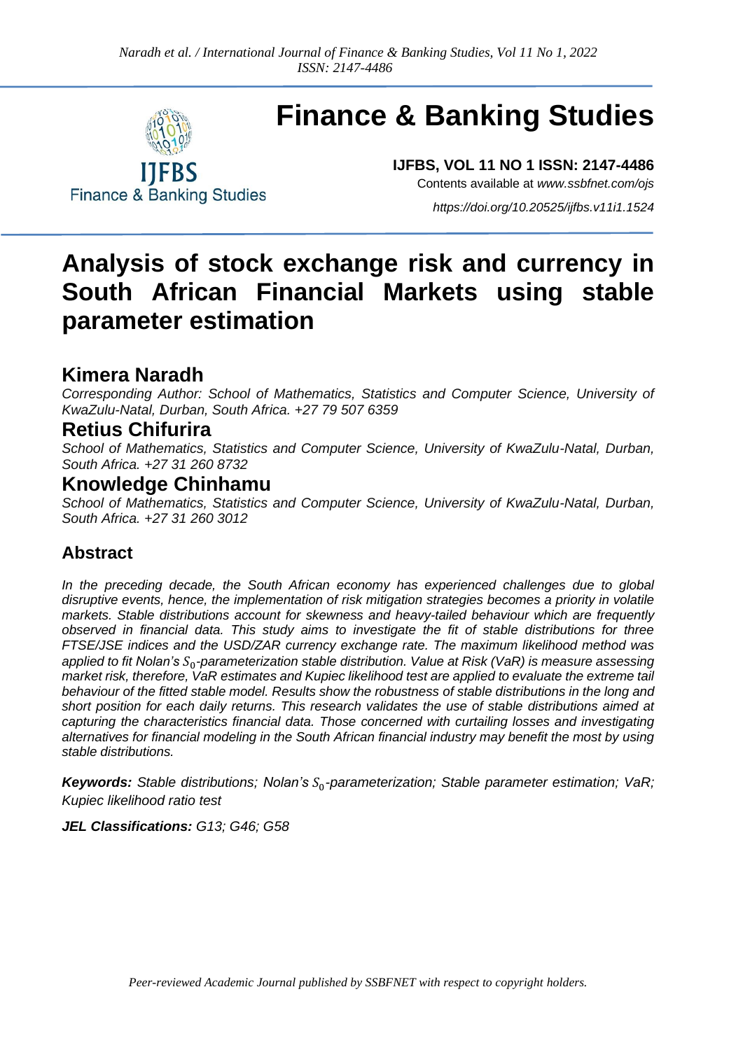# Finance & Banking Studies

IJFBS
Finance & Banking Studies

**IJFBS, VOL 11 NO 1 ISSN: 2147-4486**

Contents available at *www.ssbfnet.com/ojs*

*https://doi.org/10.20525/ijfbs.v11i1.1524*

# Analysis of stock exchange risk and currency in South African Financial Markets using stable parameter estimation

## Kimera Naradh

*Corresponding Author: School of Mathematics, Statistics and Computer Science, University of KwaZulu-Natal, Durban, South Africa. +27 79 507 6359*

## Retius Chifurira

*School of Mathematics, Statistics and Computer Science, University of KwaZulu-Natal, Durban, South Africa. +27 31 260 8732*

## Knowledge Chinhamu

*School of Mathematics, Statistics and Computer Science, University of KwaZulu-Natal, Durban, South Africa. +27 31 260 3012*

### Abstract

*In the preceding decade, the South African economy has experienced challenges due to global disruptive events, hence, the implementation of risk mitigation strategies becomes a priority in volatile markets. Stable distributions account for skewness and heavy-tailed behaviour which are frequently observed in financial data. This study aims to investigate the fit of stable distributions for three FTSE/JSE indices and the USD/ZAR currency exchange rate. The maximum likelihood method was applied to fit Nolan's $S_0$-parameterization stable distribution. Value at Risk (VaR) is measure assessing market risk, therefore, VaR estimates and Kupiec likelihood test are applied to evaluate the extreme tail behaviour of the fitted stable model. Results show the robustness of stable distributions in the long and short position for each daily returns. This research validates the use of stable distributions aimed at capturing the characteristics financial data. Those concerned with curtailing losses and investigating alternatives for financial modeling in the South African financial industry may benefit the most by using stable distributions.*

***Keywords:*** *Stable distributions; Nolan's $S_0$-parameterization; Stable parameter estimation; VaR; Kupiec likelihood ratio test*

***JEL Classifications:*** *G13; G46; G58*

*Peer-reviewed Academic Journal published by SSBFNET with respect to copyright holders.*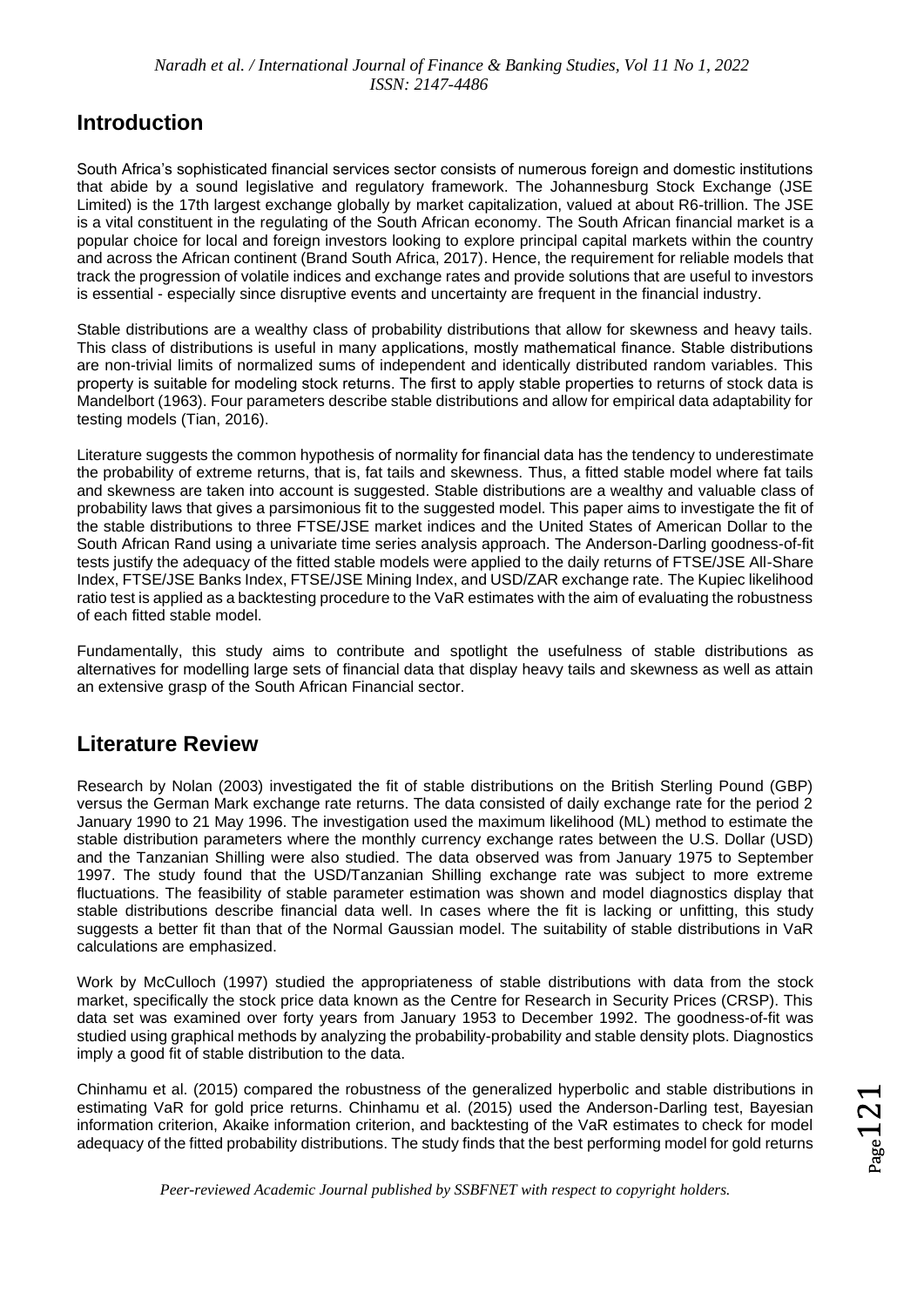## Introduction

South Africa's sophisticated financial services sector consists of numerous foreign and domestic institutions that abide by a sound legislative and regulatory framework. The Johannesburg Stock Exchange (JSE Limited) is the 17th largest exchange globally by market capitalization, valued at about R6-trillion. The JSE is a vital constituent in the regulating of the South African economy. The South African financial market is a popular choice for local and foreign investors looking to explore principal capital markets within the country and across the African continent (Brand South Africa, 2017). Hence, the requirement for reliable models that track the progression of volatile indices and exchange rates and provide solutions that are useful to investors is essential - especially since disruptive events and uncertainty are frequent in the financial industry.

Stable distributions are a wealthy class of probability distributions that allow for skewness and heavy tails. This class of distributions is useful in many applications, mostly mathematical finance. Stable distributions are non-trivial limits of normalized sums of independent and identically distributed random variables. This property is suitable for modeling stock returns. The first to apply stable properties to returns of stock data is Mandelbort (1963). Four parameters describe stable distributions and allow for empirical data adaptability for testing models (Tian, 2016).

Literature suggests the common hypothesis of normality for financial data has the tendency to underestimate the probability of extreme returns, that is, fat tails and skewness. Thus, a fitted stable model where fat tails and skewness are taken into account is suggested. Stable distributions are a wealthy and valuable class of probability laws that gives a parsimonious fit to the suggested model. This paper aims to investigate the fit of the stable distributions to three FTSE/JSE market indices and the United States of American Dollar to the South African Rand using a univariate time series analysis approach. The Anderson-Darling goodness-of-fit tests justify the adequacy of the fitted stable models were applied to the daily returns of FTSE/JSE All-Share Index, FTSE/JSE Banks Index, FTSE/JSE Mining Index, and USD/ZAR exchange rate. The Kupiec likelihood ratio test is applied as a backtesting procedure to the VaR estimates with the aim of evaluating the robustness of each fitted stable model.

Fundamentally, this study aims to contribute and spotlight the usefulness of stable distributions as alternatives for modelling large sets of financial data that display heavy tails and skewness as well as attain an extensive grasp of the South African Financial sector.

## Literature Review

Research by Nolan (2003) investigated the fit of stable distributions on the British Sterling Pound (GBP) versus the German Mark exchange rate returns. The data consisted of daily exchange rate for the period 2 January 1990 to 21 May 1996. The investigation used the maximum likelihood (ML) method to estimate the stable distribution parameters where the monthly currency exchange rates between the U.S. Dollar (USD) and the Tanzanian Shilling were also studied. The data observed was from January 1975 to September 1997. The study found that the USD/Tanzanian Shilling exchange rate was subject to more extreme fluctuations. The feasibility of stable parameter estimation was shown and model diagnostics display that stable distributions describe financial data well. In cases where the fit is lacking or unfitting, this study suggests a better fit than that of the Normal Gaussian model. The suitability of stable distributions in VaR calculations are emphasized.

Work by McCulloch (1997) studied the appropriateness of stable distributions with data from the stock market, specifically the stock price data known as the Centre for Research in Security Prices (CRSP). This data set was examined over forty years from January 1953 to December 1992. The goodness-of-fit was studied using graphical methods by analyzing the probability-probability and stable density plots. Diagnostics imply a good fit of stable distribution to the data.

Chinhamu et al. (2015) compared the robustness of the generalized hyperbolic and stable distributions in estimating VaR for gold price returns. Chinhamu et al. (2015) used the Anderson-Darling test, Bayesian information criterion, Akaike information criterion, and backtesting of the VaR estimates to check for model adequacy of the fitted probability distributions. The study finds that the best performing model for gold returns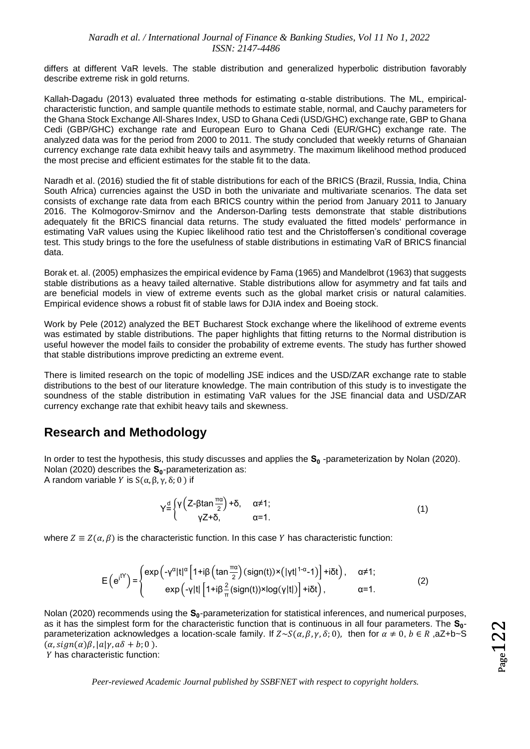differs at different VaR levels. The stable distribution and generalized hyperbolic distribution favorably describe extreme risk in gold returns.

Kallah-Dagadu (2013) evaluated three methods for estimating α-stable distributions. The ML, empirical-characteristic function, and sample quantile methods to estimate stable, normal, and Cauchy parameters for the Ghana Stock Exchange All-Shares Index, USD to Ghana Cedi (USD/GHC) exchange rate, GBP to Ghana Cedi (GBP/GHC) exchange rate and European Euro to Ghana Cedi (EUR/GHC) exchange rate. The analyzed data was for the period from 2000 to 2011. The study concluded that weekly returns of Ghanaian currency exchange rate data exhibit heavy tails and asymmetry. The maximum likelihood method produced the most precise and efficient estimates for the stable fit to the data.

Naradh et al. (2016) studied the fit of stable distributions for each of the BRICS (Brazil, Russia, India, China South Africa) currencies against the USD in both the univariate and multivariate scenarios. The data set consists of exchange rate data from each BRICS country within the period from January 2011 to January 2016. The Kolmogorov-Smirnov and the Anderson-Darling tests demonstrate that stable distributions adequately fit the BRICS financial data returns. The study evaluated the fitted models' performance in estimating VaR values using the Kupiec likelihood ratio test and the Christoffersen's conditional coverage test. This study brings to the fore the usefulness of stable distributions in estimating VaR of BRICS financial data.

Borak et. al. (2005) emphasizes the empirical evidence by Fama (1965) and Mandelbrot (1963) that suggests stable distributions as a heavy tailed alternative. Stable distributions allow for asymmetry and fat tails and are beneficial models in view of extreme events such as the global market crisis or natural calamities. Empirical evidence shows a robust fit of stable laws for DJIA index and Boeing stock.

Work by Pele (2012) analyzed the BET Bucharest Stock exchange where the likelihood of extreme events was estimated by stable distributions. The paper highlights that fitting returns to the Normal distribution is useful however the model fails to consider the probability of extreme events. The study has further showed that stable distributions improve predicting an extreme event.

There is limited research on the topic of modelling JSE indices and the USD/ZAR exchange rate to stable distributions to the best of our literature knowledge. The main contribution of this study is to investigate the soundness of the stable distribution in estimating VaR values for the JSE financial data and USD/ZAR currency exchange rate that exhibit heavy tails and skewness.

## Research and Methodology

In order to test the hypothesis, this study discusses and applies the $\mathbf{S_0}$ -parameterization by Nolan (2020). Nolan (2020) describes the $\mathbf{S_0}$-parameterization as:
A random variable $Y$ is $S(\alpha, \beta, \gamma, \delta; 0)$ if

$$Y \overset{d}{=} \begin{cases} \gamma\left(Z - \beta \tan\frac{\pi\alpha}{2}\right) + \delta, & \alpha \neq 1; \\ \gamma Z + \delta, & \alpha = 1. \end{cases} \tag{1}$$

where $Z \equiv Z(\alpha, \beta)$ is the characteristic function. In this case $Y$ has characteristic function:

$$E\left(e^{itY}\right) = \begin{cases} \exp\left(-\gamma^{\alpha}|t|^{\alpha}\left[1 + i\beta\left(\tan\frac{\pi\alpha}{2}\right)(\text{sign}(t)) \times \left(|\gamma t|^{1-\alpha} - 1\right)\right] + i\delta t\right), & \alpha \neq 1; \\ \exp\left(-\gamma|t|\left[1 + i\beta\frac{2}{\pi}(\text{sign}(t)) \times \log(\gamma|t|)\right] + i\delta t\right), & \alpha = 1. \end{cases} \tag{2}$$

Nolan (2020) recommends using the $\mathbf{S_0}$-parameterization for statistical inferences, and numerical purposes, as it has the simplest form for the characteristic function that is continuous in all four parameters. The $\mathbf{S_0}$-parameterization acknowledges a location-scale family. If $Z \sim S(\alpha, \beta, \gamma, \delta; 0)$, then for $\alpha \neq 0$, $b \in R$, $aZ+b \sim S(\alpha, sign(\alpha)\beta, |a|\gamma, a\delta + b; 0)$.
$Y$ has characteristic function: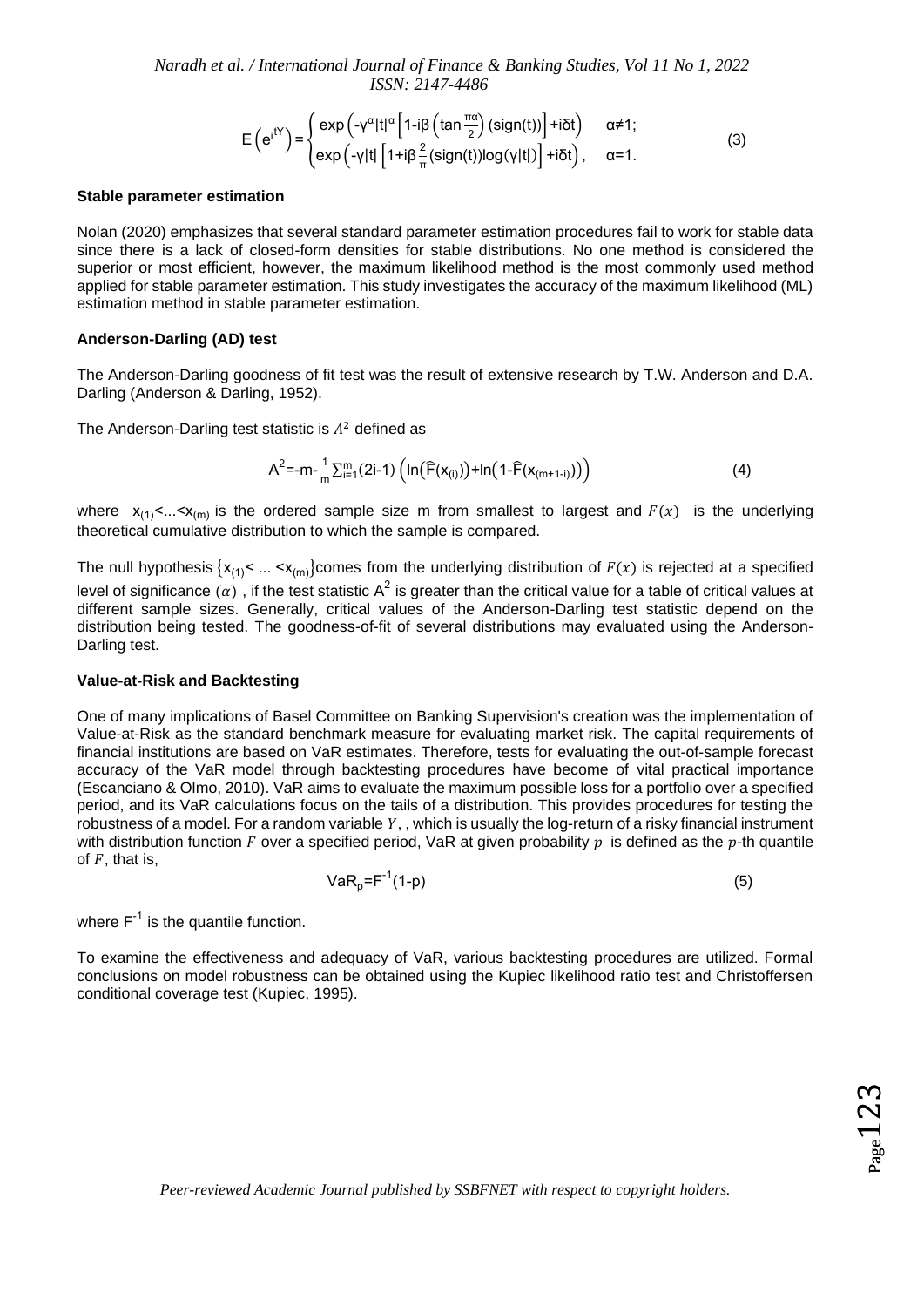$$E\left(e^{itY}\right)=\begin{cases}\exp\left(-\gamma^{\alpha}|t|^{\alpha}\left[1-i\beta\left(\tan\frac{\pi\alpha}{2}\right)(\text{sign}(t))\right]+i\delta t\right) & \alpha\neq1;\\ \exp\left(-\gamma|t|\left[1+i\beta\frac{2}{\pi}(\text{sign}(t))\log(\gamma|t|)\right]+i\delta t\right), & \alpha=1.\end{cases} \tag{3}$$

**Stable parameter estimation**

Nolan (2020) emphasizes that several standard parameter estimation procedures fail to work for stable data since there is a lack of closed-form densities for stable distributions. No one method is considered the superior or most efficient, however, the maximum likelihood method is the most commonly used method applied for stable parameter estimation. This study investigates the accuracy of the maximum likelihood (ML) estimation method in stable parameter estimation.

**Anderson-Darling (AD) test**

The Anderson-Darling goodness of fit test was the result of extensive research by T.W. Anderson and D.A. Darling (Anderson & Darling, 1952).

The Anderson-Darling test statistic is $A^2$ defined as

$$A^2=-m-\frac{1}{m}\sum_{i=1}^{m}(2i-1)\left(\ln\left(\widehat{F}(x_{(i)})\right)+\ln\left(1-\widehat{F}(x_{(m+1-i)})\right)\right) \tag{4}$$

where $x_{(1)}<...<x_{(m)}$ is the ordered sample size m from smallest to largest and $F(x)$ is the underlying theoretical cumulative distribution to which the sample is compared.

The null hypothesis $\{x_{(1)}< ... <x_{(m)}\}$comes from the underlying distribution of $F(x)$ is rejected at a specified level of significance $(\alpha)$ , if the test statistic $A^2$ is greater than the critical value for a table of critical values at different sample sizes. Generally, critical values of the Anderson-Darling test statistic depend on the distribution being tested. The goodness-of-fit of several distributions may evaluated using the Anderson-Darling test.

**Value-at-Risk and Backtesting**

One of many implications of Basel Committee on Banking Supervision's creation was the implementation of Value-at-Risk as the standard benchmark measure for evaluating market risk. The capital requirements of financial institutions are based on VaR estimates. Therefore, tests for evaluating the out-of-sample forecast accuracy of the VaR model through backtesting procedures have become of vital practical importance (Escanciano & Olmo, 2010). VaR aims to evaluate the maximum possible loss for a portfolio over a specified period, and its VaR calculations focus on the tails of a distribution. This provides procedures for testing the robustness of a model. For a random variable $Y$, , which is usually the log-return of a risky financial instrument with distribution function $F$ over a specified period, VaR at given probability $p$ is defined as the $p$-th quantile of $F$, that is,

$$VaR_p=F^{-1}(1-p) \tag{5}$$

where $F^{-1}$ is the quantile function.

To examine the effectiveness and adequacy of VaR, various backtesting procedures are utilized. Formal conclusions on model robustness can be obtained using the Kupiec likelihood ratio test and Christoffersen conditional coverage test (Kupiec, 1995).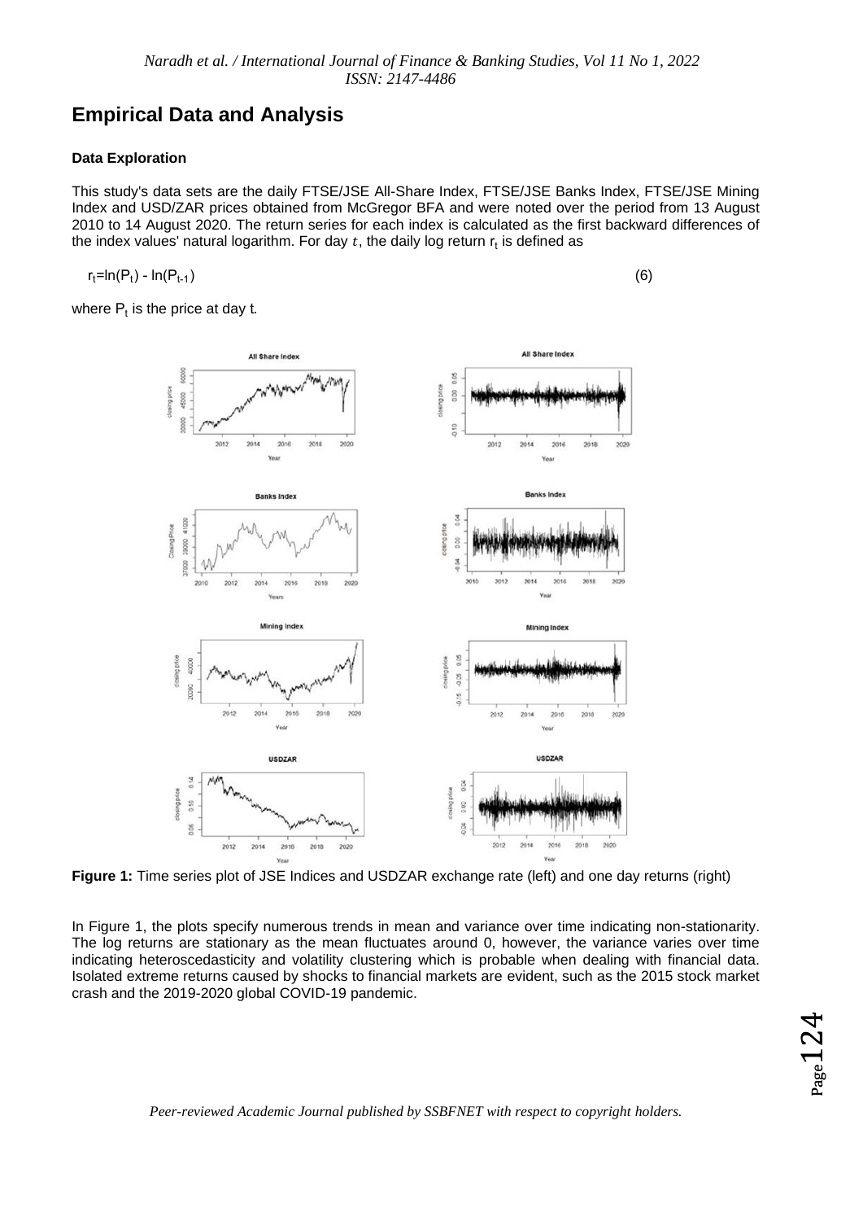## Empirical Data and Analysis

### Data Exploration

This study's data sets are the daily FTSE/JSE All-Share Index, FTSE/JSE Banks Index, FTSE/JSE Mining Index and USD/ZAR prices obtained from McGregor BFA and were noted over the period from 13 August 2010 to 14 August 2020. The return series for each index is calculated as the first backward differences of the index values' natural logarithm. For day $t$, the daily log return $r_t$ is defined as

$$r_t = \ln(P_t) - \ln(P_{t-1}) \quad (6)$$

where $P_t$ is the price at day t.

**Figure 1:** Time series plot of JSE Indices and USDZAR exchange rate (left) and one day returns (right)

In Figure 1, the plots specify numerous trends in mean and variance over time indicating non-stationarity. The log returns are stationary as the mean fluctuates around 0, however, the variance varies over time indicating heteroscedasticity and volatility clustering which is probable when dealing with financial data. Isolated extreme returns caused by shocks to financial markets are evident, such as the 2015 stock market crash and the 2019-2020 global COVID-19 pandemic.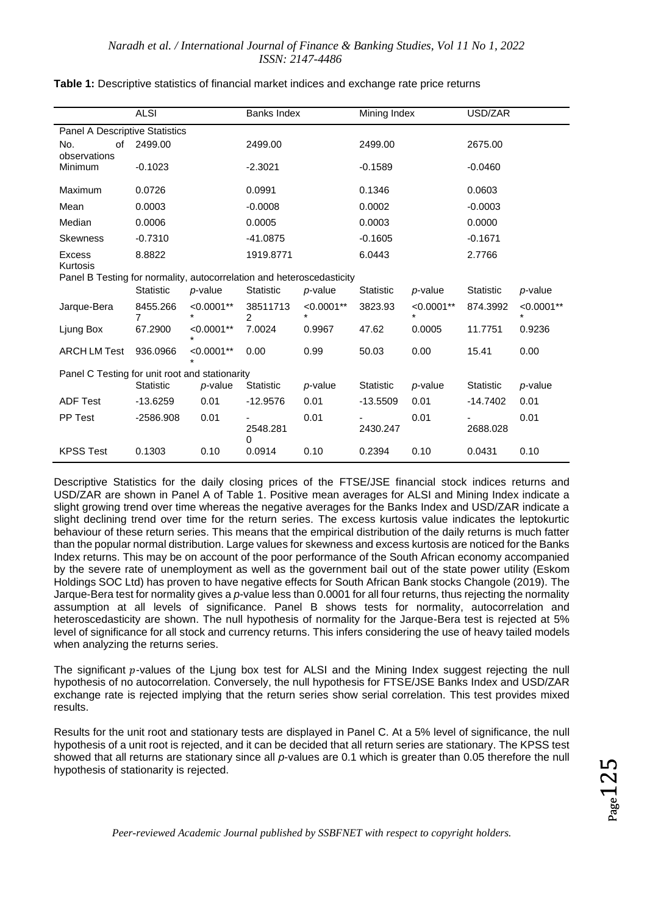**Table 1:** Descriptive statistics of financial market indices and exchange rate price returns

| | ALSI | | Banks Index | | Mining Index | | USD/ZAR | |
|---|---|---|---|---|---|---|---|---|
| Panel A Descriptive Statistics | | | | | | | | |
| No. of observations | 2499.00 | | 2499.00 | | 2499.00 | | 2675.00 | |
| Minimum | -0.1023 | | -2.3021 | | -0.1589 | | -0.0460 | |
| Maximum | 0.0726 | | 0.0991 | | 0.1346 | | 0.0603 | |
| Mean | 0.0003 | | -0.0008 | | 0.0002 | | -0.0003 | |
| Median | 0.0006 | | 0.0005 | | 0.0003 | | 0.0000 | |
| Skewness | -0.7310 | | -41.0875 | | -0.1605 | | -0.1671 | |
| Excess Kurtosis | 8.8822 | | 1919.8771 | | 6.0443 | | 2.7766 | |
| Panel B Testing for normality, autocorrelation and heteroscedasticity | | | | | | | | |
| | Statistic | *p*-value | Statistic | *p*-value | Statistic | *p*-value | Statistic | *p*-value |
| Jarque-Bera | 8455.2667 | <0.0001*** | 385117132 | <0.0001*** | 3823.93 | <0.0001*** | 874.3992 | <0.0001*** |
| Ljung Box | 67.2900 | <0.0001*** | 7.0024 | 0.9967 | 47.62 | 0.0005 | 11.7751 | 0.9236 |
| ARCH LM Test | 936.0966 | <0.0001*** | 0.00 | 0.99 | 50.03 | 0.00 | 15.41 | 0.00 |
| Panel C Testing for unit root and stationarity | | | | | | | | |
| | Statistic | *p*-value | Statistic | *p*-value | Statistic | *p*-value | Statistic | *p*-value |
| ADF Test | -13.6259 | 0.01 | -12.9576 | 0.01 | -13.5509 | 0.01 | -14.7402 | 0.01 |
| PP Test | -2586.908 | 0.01 | -2548.2810 | 0.01 | -2430.247 | 0.01 | -2688.028 | 0.01 |
| KPSS Test | 0.1303 | 0.10 | 0.0914 | 0.10 | 0.2394 | 0.10 | 0.0431 | 0.10 |

Descriptive Statistics for the daily closing prices of the FTSE/JSE financial stock indices returns and USD/ZAR are shown in Panel A of Table 1. Positive mean averages for ALSI and Mining Index indicate a slight growing trend over time whereas the negative averages for the Banks Index and USD/ZAR indicate a slight declining trend over time for the return series. The excess kurtosis value indicates the leptokurtic behaviour of these return series. This means that the empirical distribution of the daily returns is much fatter than the popular normal distribution. Large values for skewness and excess kurtosis are noticed for the Banks Index returns. This may be on account of the poor performance of the South African economy accompanied by the severe rate of unemployment as well as the government bail out of the state power utility (Eskom Holdings SOC Ltd) has proven to have negative effects for South African Bank stocks Changole (2019). The Jarque-Bera test for normality gives a *p*-value less than 0.0001 for all four returns, thus rejecting the normality assumption at all levels of significance. Panel B shows tests for normality, autocorrelation and heteroscedasticity are shown. The null hypothesis of normality for the Jarque-Bera test is rejected at 5% level of significance for all stock and currency returns. This infers considering the use of heavy tailed models when analyzing the returns series.

The significant $p$-values of the Ljung box test for ALSI and the Mining Index suggest rejecting the null hypothesis of no autocorrelation. Conversely, the null hypothesis for FTSE/JSE Banks Index and USD/ZAR exchange rate is rejected implying that the return series show serial correlation. This test provides mixed results.

Results for the unit root and stationary tests are displayed in Panel C. At a 5% level of significance, the null hypothesis of a unit root is rejected, and it can be decided that all return series are stationary. The KPSS test showed that all returns are stationary since all *p*-values are 0.1 which is greater than 0.05 therefore the null hypothesis of stationarity is rejected.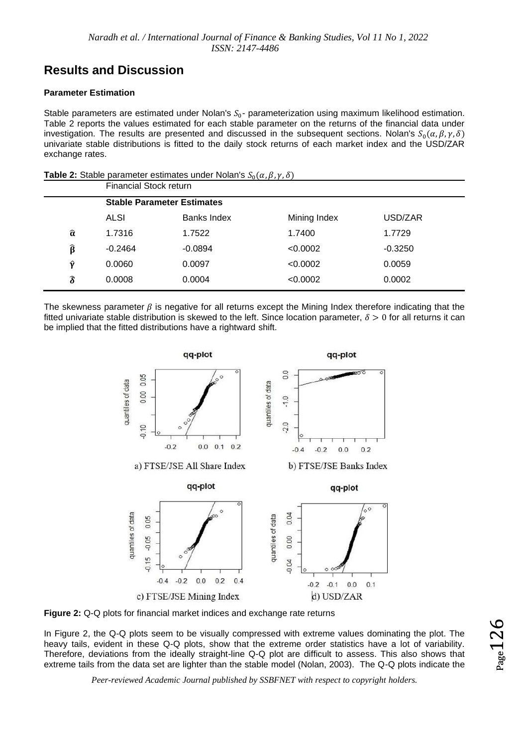## Results and Discussion

### Parameter Estimation

Stable parameters are estimated under Nolan's $S_0$- parameterization using maximum likelihood estimation. Table 2 reports the values estimated for each stable parameter on the returns of the financial data under investigation. The results are presented and discussed in the subsequent sections. Nolan's $S_0(\alpha, \beta, \gamma, \delta)$ univariate stable distributions is fitted to the daily stock returns of each market index and the USD/ZAR exchange rates.

**Table 2:** Stable parameter estimates under Nolan's $S_0(\alpha, \beta, \gamma, \delta)$

| | Financial Stock return | | | |
|---|---|---|---|---|
| | **Stable Parameter Estimates** | | | |
| | ALSI | Banks Index | Mining Index | USD/ZAR |
| $\hat{\alpha}$ | 1.7316 | 1.7522 | 1.7400 | 1.7729 |
| $\hat{\beta}$ | -0.2464 | -0.0894 | <0.0002 | -0.3250 |
| $\hat{\gamma}$ | 0.0060 | 0.0097 | <0.0002 | 0.0059 |
| $\hat{\delta}$ | 0.0008 | 0.0004 | <0.0002 | 0.0002 |

The skewness parameter $\beta$ is negative for all returns except the Mining Index therefore indicating that the fitted univariate stable distribution is skewed to the left. Since location parameter, $\delta > 0$ for all returns it can be implied that the fitted distributions have a rightward shift.

a) FTSE/JSE All Share Index

b) FTSE/JSE Banks Index

c) FTSE/JSE Mining Index

d) USD/ZAR

**Figure 2:** Q-Q plots for financial market indices and exchange rate returns

In Figure 2, the Q-Q plots seem to be visually compressed with extreme values dominating the plot. The heavy tails, evident in these Q-Q plots, show that the extreme order statistics have a lot of variability. Therefore, deviations from the ideally straight-line Q-Q plot are difficult to assess. This also shows that extreme tails from the data set are lighter than the stable model (Nolan, 2003). The Q-Q plots indicate the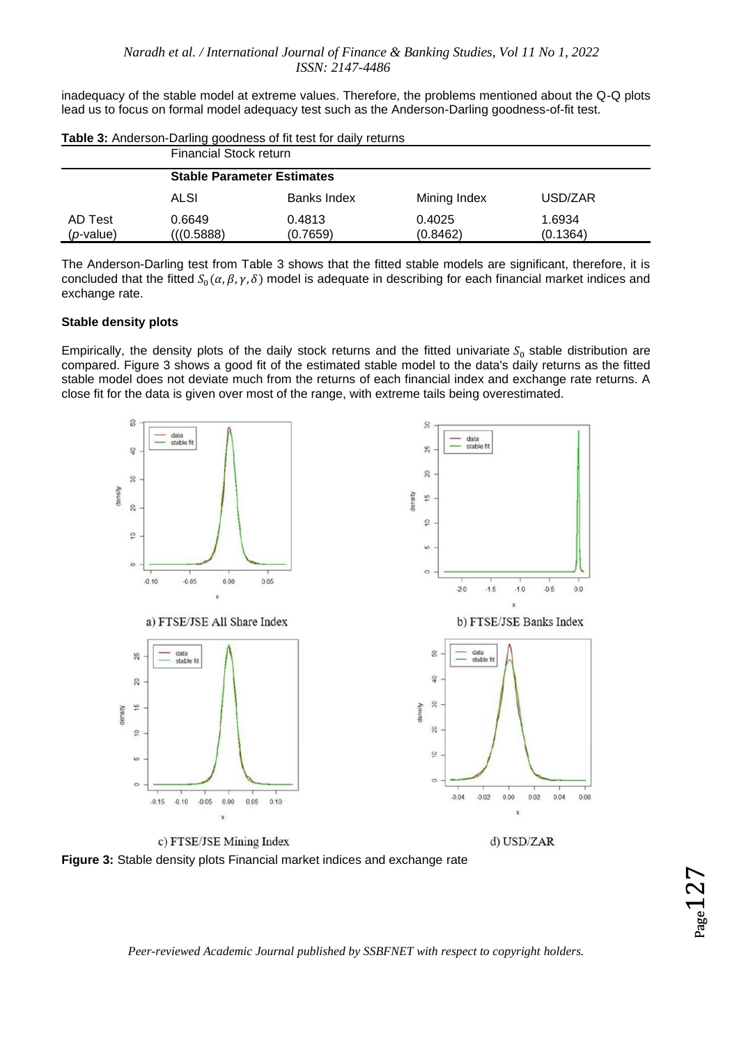inadequacy of the stable model at extreme values. Therefore, the problems mentioned about the Q-Q plots lead us to focus on formal model adequacy test such as the Anderson-Darling goodness-of-fit test.

**Table 3:** Anderson-Darling goodness of fit test for daily returns

| | Financial Stock return | | | |
|---|---|---|---|---|
| | **Stable Parameter Estimates** | | | |
| | ALSI | Banks Index | Mining Index | USD/ZAR |
| AD Test (*p*-value) | 0.6649 (((0.5888) | 0.4813 (0.7659) | 0.4025 (0.8462) | 1.6934 (0.1364) |

The Anderson-Darling test from Table 3 shows that the fitted stable models are significant, therefore, it is concluded that the fitted $S_0(\alpha, \beta, \gamma, \delta)$ model is adequate in describing for each financial market indices and exchange rate.

**Stable density plots**

Empirically, the density plots of the daily stock returns and the fitted univariate $S_0$ stable distribution are compared. Figure 3 shows a good fit of the estimated stable model to the data's daily returns as the fitted stable model does not deviate much from the returns of each financial index and exchange rate returns. A close fit for the data is given over most of the range, with extreme tails being overestimated.

a) FTSE/JSE All Share Index

b) FTSE/JSE Banks Index

c) FTSE/JSE Mining Index

d) USD/ZAR

**Figure 3:** Stable density plots Financial market indices and exchange rate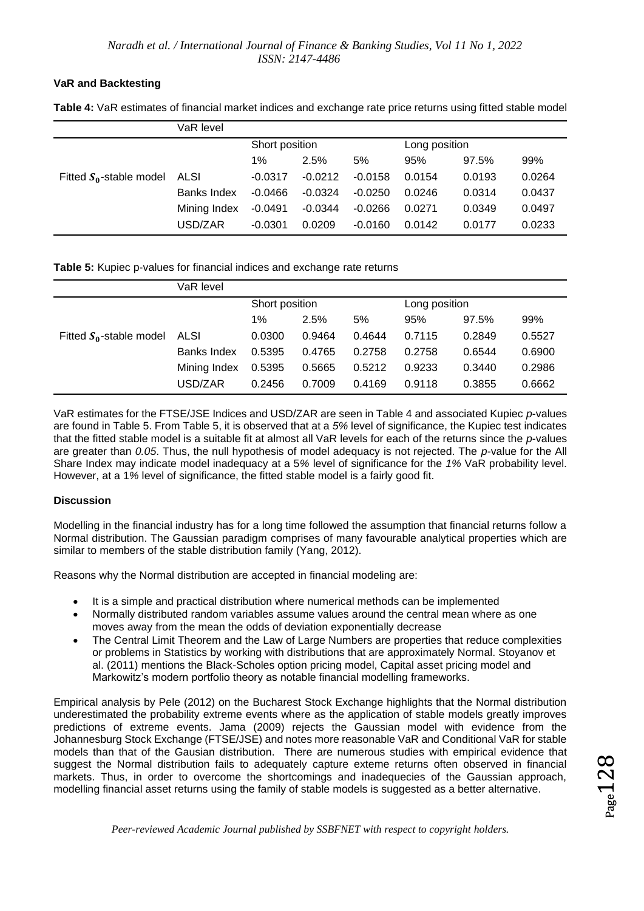**VaR and Backtesting**

**Table 4:** VaR estimates of financial market indices and exchange rate price returns using fitted stable model

| | VaR level | | | | | | |
|---|---|---|---|---|---|---|---|
| | | Short position | | | Long position | | |
| | | 1% | 2.5% | 5% | 95% | 97.5% | 99% |
| Fitted $S_0$-stable model | ALSI | -0.0317 | -0.0212 | -0.0158 | 0.0154 | 0.0193 | 0.0264 |
| | Banks Index | -0.0466 | -0.0324 | -0.0250 | 0.0246 | 0.0314 | 0.0437 |
| | Mining Index | -0.0491 | -0.0344 | -0.0266 | 0.0271 | 0.0349 | 0.0497 |
| | USD/ZAR | -0.0301 | 0.0209 | -0.0160 | 0.0142 | 0.0177 | 0.0233 |

**Table 5:** Kupiec p-values for financial indices and exchange rate returns

| | VaR level | | | | | | |
|---|---|---|---|---|---|---|---|
| | | Short position | | | Long position | | |
| | | 1% | 2.5% | 5% | 95% | 97.5% | 99% |
| Fitted $S_0$-stable model | ALSI | 0.0300 | 0.9464 | 0.4644 | 0.7115 | 0.2849 | 0.5527 |
| | Banks Index | 0.5395 | 0.4765 | 0.2758 | 0.2758 | 0.6544 | 0.6900 |
| | Mining Index | 0.5395 | 0.5665 | 0.5212 | 0.9233 | 0.3440 | 0.2986 |
| | USD/ZAR | 0.2456 | 0.7009 | 0.4169 | 0.9118 | 0.3855 | 0.6662 |

VaR estimates for the FTSE/JSE Indices and USD/ZAR are seen in Table 4 and associated Kupiec *p*-values are found in Table 5. From Table 5, it is observed that at a *5%* level of significance, the Kupiec test indicates that the fitted stable model is a suitable fit at almost all VaR levels for each of the returns since the *p*-values are greater than *0.05*. Thus, the null hypothesis of model adequacy is not rejected. The *p*-value for the All Share Index may indicate model inadequacy at a 5*%* level of significance for the *1%* VaR probability level. However, at a 1*%* level of significance, the fitted stable model is a fairly good fit.

**Discussion**

Modelling in the financial industry has for a long time followed the assumption that financial returns follow a Normal distribution. The Gaussian paradigm comprises of many favourable analytical properties which are similar to members of the stable distribution family (Yang, 2012).

Reasons why the Normal distribution are accepted in financial modeling are:

- It is a simple and practical distribution where numerical methods can be implemented
- Normally distributed random variables assume values around the central mean where as one moves away from the mean the odds of deviation exponentially decrease
- The Central Limit Theorem and the Law of Large Numbers are properties that reduce complexities or problems in Statistics by working with distributions that are approximately Normal. Stoyanov et al. (2011) mentions the Black-Scholes option pricing model, Capital asset pricing model and Markowitz's modern portfolio theory as notable financial modelling frameworks.

Empirical analysis by Pele (2012) on the Bucharest Stock Exchange highlights that the Normal distribution underestimated the probability extreme events where as the application of stable models greatly improves predictions of extreme events. Jama (2009) rejects the Gaussian model with evidence from the Johannesburg Stock Exchange (FTSE/JSE) and notes more reasonable VaR and Conditional VaR for stable models than that of the Gausian distribution. There are numerous studies with empirical evidence that suggest the Normal distribution fails to adequately capture exteme returns often observed in financial markets. Thus, in order to overcome the shortcomings and inadequecies of the Gaussian approach, modelling financial asset returns using the family of stable models is suggested as a better alternative.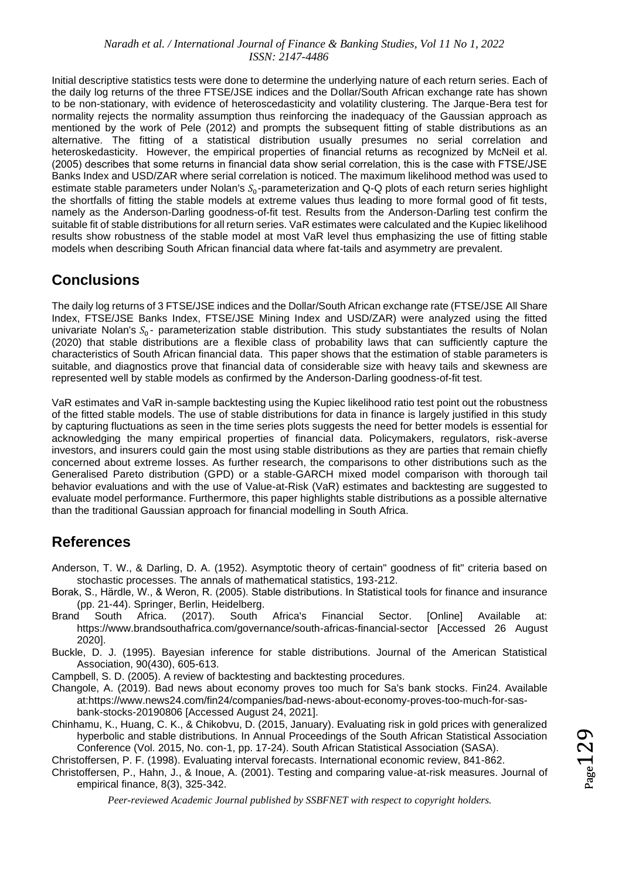Initial descriptive statistics tests were done to determine the underlying nature of each return series. Each of the daily log returns of the three FTSE/JSE indices and the Dollar/South African exchange rate has shown to be non-stationary, with evidence of heteroscedasticity and volatility clustering. The Jarque-Bera test for normality rejects the normality assumption thus reinforcing the inadequacy of the Gaussian approach as mentioned by the work of Pele (2012) and prompts the subsequent fitting of stable distributions as an alternative. The fitting of a statistical distribution usually presumes no serial correlation and heteroskedasticity. However, the empirical properties of financial returns as recognized by McNeil et al. (2005) describes that some returns in financial data show serial correlation, this is the case with FTSE/JSE Banks Index and USD/ZAR where serial correlation is noticed. The maximum likelihood method was used to estimate stable parameters under Nolan's $S_0$-parameterization and Q-Q plots of each return series highlight the shortfalls of fitting the stable models at extreme values thus leading to more formal good of fit tests, namely as the Anderson-Darling goodness-of-fit test. Results from the Anderson-Darling test confirm the suitable fit of stable distributions for all return series. VaR estimates were calculated and the Kupiec likelihood results show robustness of the stable model at most VaR level thus emphasizing the use of fitting stable models when describing South African financial data where fat-tails and asymmetry are prevalent.

## Conclusions

The daily log returns of 3 FTSE/JSE indices and the Dollar/South African exchange rate (FTSE/JSE All Share Index, FTSE/JSE Banks Index, FTSE/JSE Mining Index and USD/ZAR) were analyzed using the fitted univariate Nolan's $S_0$- parameterization stable distribution. This study substantiates the results of Nolan (2020) that stable distributions are a flexible class of probability laws that can sufficiently capture the characteristics of South African financial data. This paper shows that the estimation of stable parameters is suitable, and diagnostics prove that financial data of considerable size with heavy tails and skewness are represented well by stable models as confirmed by the Anderson-Darling goodness-of-fit test.

VaR estimates and VaR in-sample backtesting using the Kupiec likelihood ratio test point out the robustness of the fitted stable models. The use of stable distributions for data in finance is largely justified in this study by capturing fluctuations as seen in the time series plots suggests the need for better models is essential for acknowledging the many empirical properties of financial data. Policymakers, regulators, risk-averse investors, and insurers could gain the most using stable distributions as they are parties that remain chiefly concerned about extreme losses. As further research, the comparisons to other distributions such as the Generalised Pareto distribution (GPD) or a stable-GARCH mixed model comparison with thorough tail behavior evaluations and with the use of Value-at-Risk (VaR) estimates and backtesting are suggested to evaluate model performance. Furthermore, this paper highlights stable distributions as a possible alternative than the traditional Gaussian approach for financial modelling in South Africa.

## References

Anderson, T. W., & Darling, D. A. (1952). Asymptotic theory of certain" goodness of fit" criteria based on stochastic processes. The annals of mathematical statistics, 193-212.

Borak, S., Härdle, W., & Weron, R. (2005). Stable distributions. In Statistical tools for finance and insurance (pp. 21-44). Springer, Berlin, Heidelberg.

Brand South Africa. (2017). South Africa's Financial Sector. [Online] Available at: https://www.brandsouthafrica.com/governance/south-africas-financial-sector [Accessed 26 August 2020].

Buckle, D. J. (1995). Bayesian inference for stable distributions. Journal of the American Statistical Association, 90(430), 605-613.

Campbell, S. D. (2005). A review of backtesting and backtesting procedures.

Changole, A. (2019). Bad news about economy proves too much for Sa's bank stocks. Fin24. Available at:https://www.news24.com/fin24/companies/bad-news-about-economy-proves-too-much-for-sas-bank-stocks-20190806 [Accessed August 24, 2021].

Chinhamu, K., Huang, C. K., & Chikobvu, D. (2015, January). Evaluating risk in gold prices with generalized hyperbolic and stable distributions. In Annual Proceedings of the South African Statistical Association Conference (Vol. 2015, No. con-1, pp. 17-24). South African Statistical Association (SASA).

Christoffersen, P. F. (1998). Evaluating interval forecasts. International economic review, 841-862.

Christoffersen, P., Hahn, J., & Inoue, A. (2001). Testing and comparing value-at-risk measures. Journal of empirical finance, 8(3), 325-342.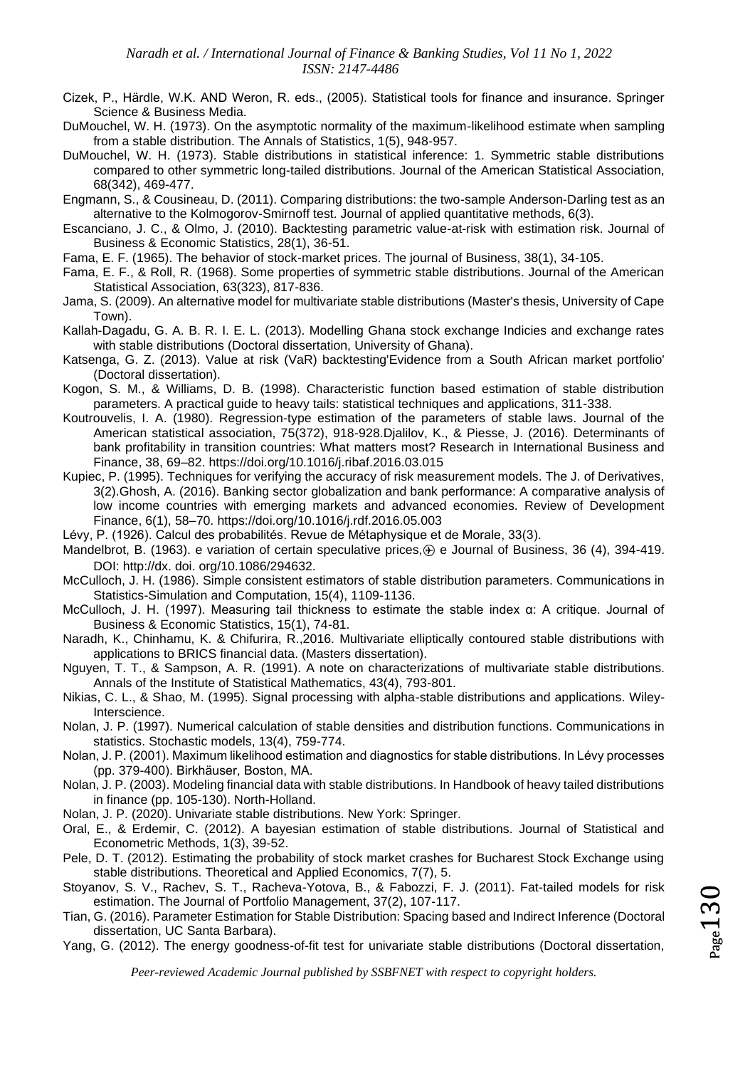Cizek, P., Härdle, W.K. AND Weron, R. eds., (2005). Statistical tools for finance and insurance. Springer Science & Business Media.

DuMouchel, W. H. (1973). On the asymptotic normality of the maximum-likelihood estimate when sampling from a stable distribution. The Annals of Statistics, 1(5), 948-957.

DuMouchel, W. H. (1973). Stable distributions in statistical inference: 1. Symmetric stable distributions compared to other symmetric long-tailed distributions. Journal of the American Statistical Association, 68(342), 469-477.

Engmann, S., & Cousineau, D. (2011). Comparing distributions: the two-sample Anderson-Darling test as an alternative to the Kolmogorov-Smirnoff test. Journal of applied quantitative methods, 6(3).

Escanciano, J. C., & Olmo, J. (2010). Backtesting parametric value-at-risk with estimation risk. Journal of Business & Economic Statistics, 28(1), 36-51.

Fama, E. F. (1965). The behavior of stock-market prices. The journal of Business, 38(1), 34-105.

Fama, E. F., & Roll, R. (1968). Some properties of symmetric stable distributions. Journal of the American Statistical Association, 63(323), 817-836.

Jama, S. (2009). An alternative model for multivariate stable distributions (Master's thesis, University of Cape Town).

Kallah-Dagadu, G. A. B. R. I. E. L. (2013). Modelling Ghana stock exchange Indicies and exchange rates with stable distributions (Doctoral dissertation, University of Ghana).

Katsenga, G. Z. (2013). Value at risk (VaR) backtesting'Evidence from a South African market portfolio' (Doctoral dissertation).

Kogon, S. M., & Williams, D. B. (1998). Characteristic function based estimation of stable distribution parameters. A practical guide to heavy tails: statistical techniques and applications, 311-338.

Koutrouvelis, I. A. (1980). Regression-type estimation of the parameters of stable laws. Journal of the American statistical association, 75(372), 918-928.Djalilov, K., & Piesse, J. (2016). Determinants of bank profitability in transition countries: What matters most? Research in International Business and Finance, 38, 69–82. https://doi.org/10.1016/j.ribaf.2016.03.015

Kupiec, P. (1995). Techniques for verifying the accuracy of risk measurement models. The J. of Derivatives, 3(2).Ghosh, A. (2016). Banking sector globalization and bank performance: A comparative analysis of low income countries with emerging markets and advanced economies. Review of Development Finance, 6(1), 58–70. https://doi.org/10.1016/j.rdf.2016.05.003

Lévy, P. (1926). Calcul des probabilités. Revue de Métaphysique et de Morale, 33(3).

Mandelbrot, B. (1963). e variation of certain speculative prices,⊕ e Journal of Business, 36 (4), 394-419. DOI: http://dx. doi. org/10.1086/294632.

McCulloch, J. H. (1986). Simple consistent estimators of stable distribution parameters. Communications in Statistics-Simulation and Computation, 15(4), 1109-1136.

McCulloch, J. H. (1997). Measuring tail thickness to estimate the stable index α: A critique. Journal of Business & Economic Statistics, 15(1), 74-81.

Naradh, K., Chinhamu, K. & Chifurira, R.,2016. Multivariate elliptically contoured stable distributions with applications to BRICS financial data. (Masters dissertation).

Nguyen, T. T., & Sampson, A. R. (1991). A note on characterizations of multivariate stable distributions. Annals of the Institute of Statistical Mathematics, 43(4), 793-801.

Nikias, C. L., & Shao, M. (1995). Signal processing with alpha-stable distributions and applications. Wiley-Interscience.

Nolan, J. P. (1997). Numerical calculation of stable densities and distribution functions. Communications in statistics. Stochastic models, 13(4), 759-774.

Nolan, J. P. (2001). Maximum likelihood estimation and diagnostics for stable distributions. In Lévy processes (pp. 379-400). Birkhäuser, Boston, MA.

Nolan, J. P. (2003). Modeling financial data with stable distributions. In Handbook of heavy tailed distributions in finance (pp. 105-130). North-Holland.

Nolan, J. P. (2020). Univariate stable distributions. New York: Springer.

Oral, E., & Erdemir, C. (2012). A bayesian estimation of stable distributions. Journal of Statistical and Econometric Methods, 1(3), 39-52.

Pele, D. T. (2012). Estimating the probability of stock market crashes for Bucharest Stock Exchange using stable distributions. Theoretical and Applied Economics, 7(7), 5.

Stoyanov, S. V., Rachev, S. T., Racheva-Yotova, B., & Fabozzi, F. J. (2011). Fat-tailed models for risk estimation. The Journal of Portfolio Management, 37(2), 107-117.

Tian, G. (2016). Parameter Estimation for Stable Distribution: Spacing based and Indirect Inference (Doctoral dissertation, UC Santa Barbara).

Yang, G. (2012). The energy goodness-of-fit test for univariate stable distributions (Doctoral dissertation,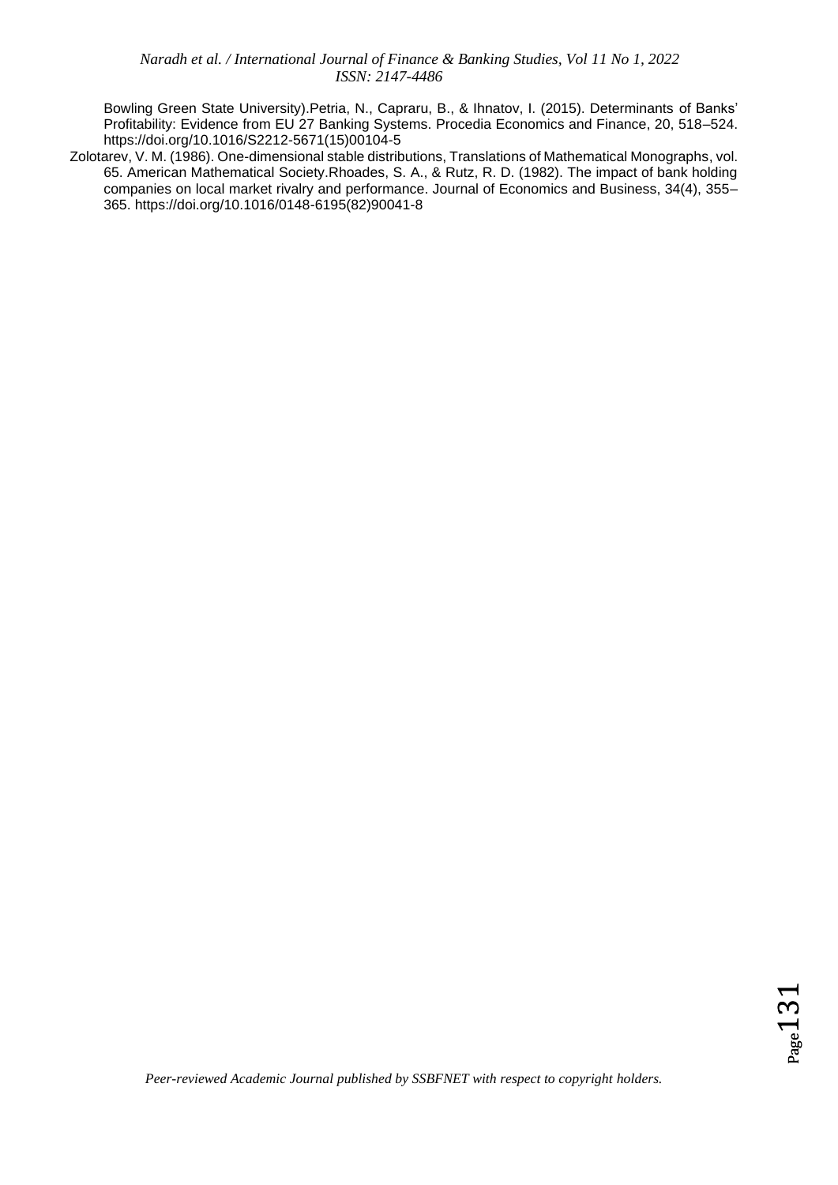Bowling Green State University).Petria, N., Capraru, B., & Ihnatov, I. (2015). Determinants of Banks' Profitability: Evidence from EU 27 Banking Systems. Procedia Economics and Finance, 20, 518–524. https://doi.org/10.1016/S2212-5671(15)00104-5

Zolotarev, V. M. (1986). One-dimensional stable distributions, Translations of Mathematical Monographs, vol. 65. American Mathematical Society.Rhoades, S. A., & Rutz, R. D. (1982). The impact of bank holding companies on local market rivalry and performance. Journal of Economics and Business, 34(4), 355–365. https://doi.org/10.1016/0148-6195(82)90041-8